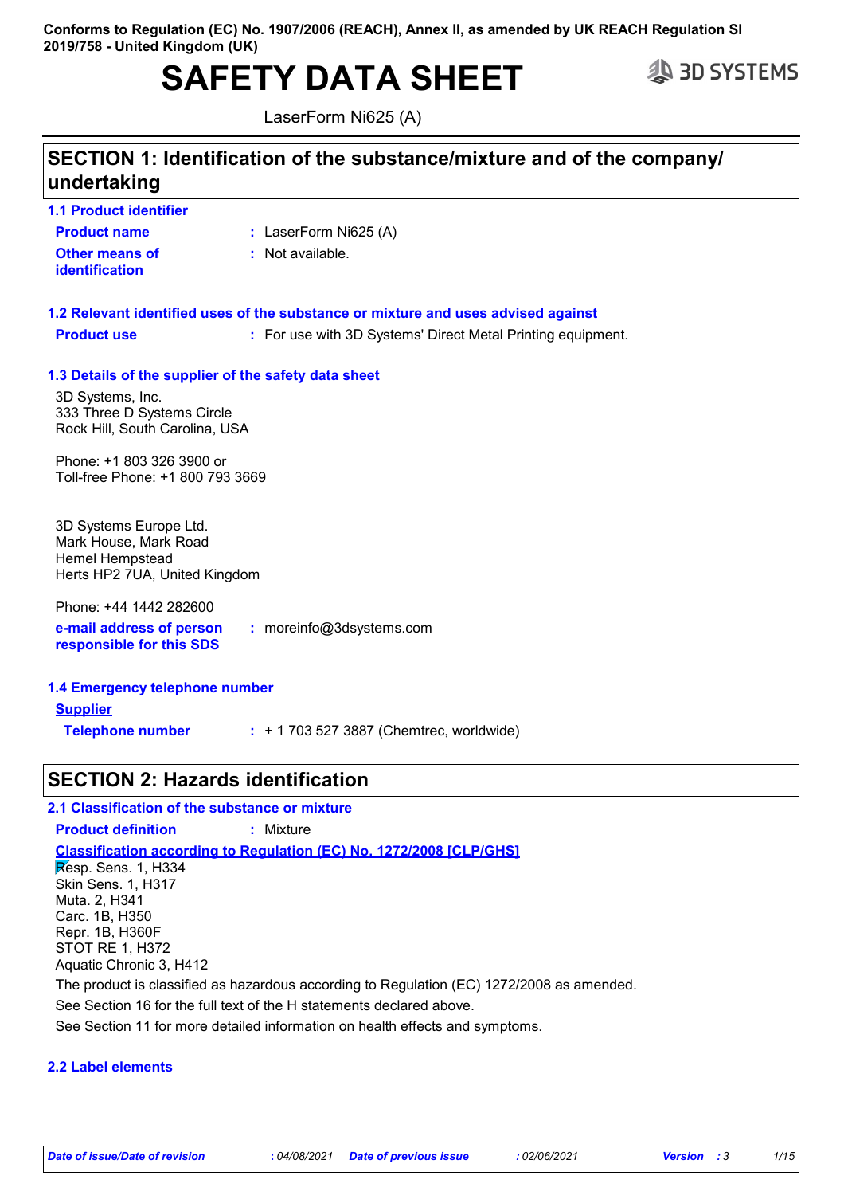**Conforms to Regulation (EC) No. 1907/2006 (REACH), Annex II, as amended by UK REACH Regulation SI 2019/758 - United Kingdom (UK)**

# SAFETY DATA SHEET

3D SYSTEMS

LaserForm Ni625 (A)

## SECTION 1: Identification of the substance/mixture and of the company/ undertaking

### 1.1 Product identifier

**Product name** : LaserForm Ni625 (A)

**Other means of identification** : Not available.

### 1.2 Relevant identified uses of the substance or mixture and uses advised against

**Product use** : For use with 3D Systems' Direct Metal Printing equipment.

### 1.3 Details of the supplier of the safety data sheet

3D Systems, Inc.
333 Three D Systems Circle
Rock Hill, South Carolina, USA

Phone: +1 803 326 3900 or
Toll-free Phone: +1 800 793 3669

3D Systems Europe Ltd.
Mark House, Mark Road
Hemel Hempstead
Herts HP2 7UA, United Kingdom

Phone: +44 1442 282600

**e-mail address of person responsible for this SDS** : moreinfo@3dsystems.com

### 1.4 Emergency telephone number

**Supplier**

**Telephone number** : + 1 703 527 3887 (Chemtrec, worldwide)

## SECTION 2: Hazards identification

### 2.1 Classification of the substance or mixture

**Product definition** : Mixture

**Classification according to Regulation (EC) No. 1272/2008 [CLP/GHS]**

Resp. Sens. 1, H334
Skin Sens. 1, H317
Muta. 2, H341
Carc. 1B, H350
Repr. 1B, H360F
STOT RE 1, H372
Aquatic Chronic 3, H412

The product is classified as hazardous according to Regulation (EC) 1272/2008 as amended.

See Section 16 for the full text of the H statements declared above.

See Section 11 for more detailed information on health effects and symptoms.

### 2.2 Label elements

| Date of issue/Date of revision | : 04/08/2021 | Date of previous issue | : 02/06/2021 | Version | : 3 |
|---|---|---|---|---|---|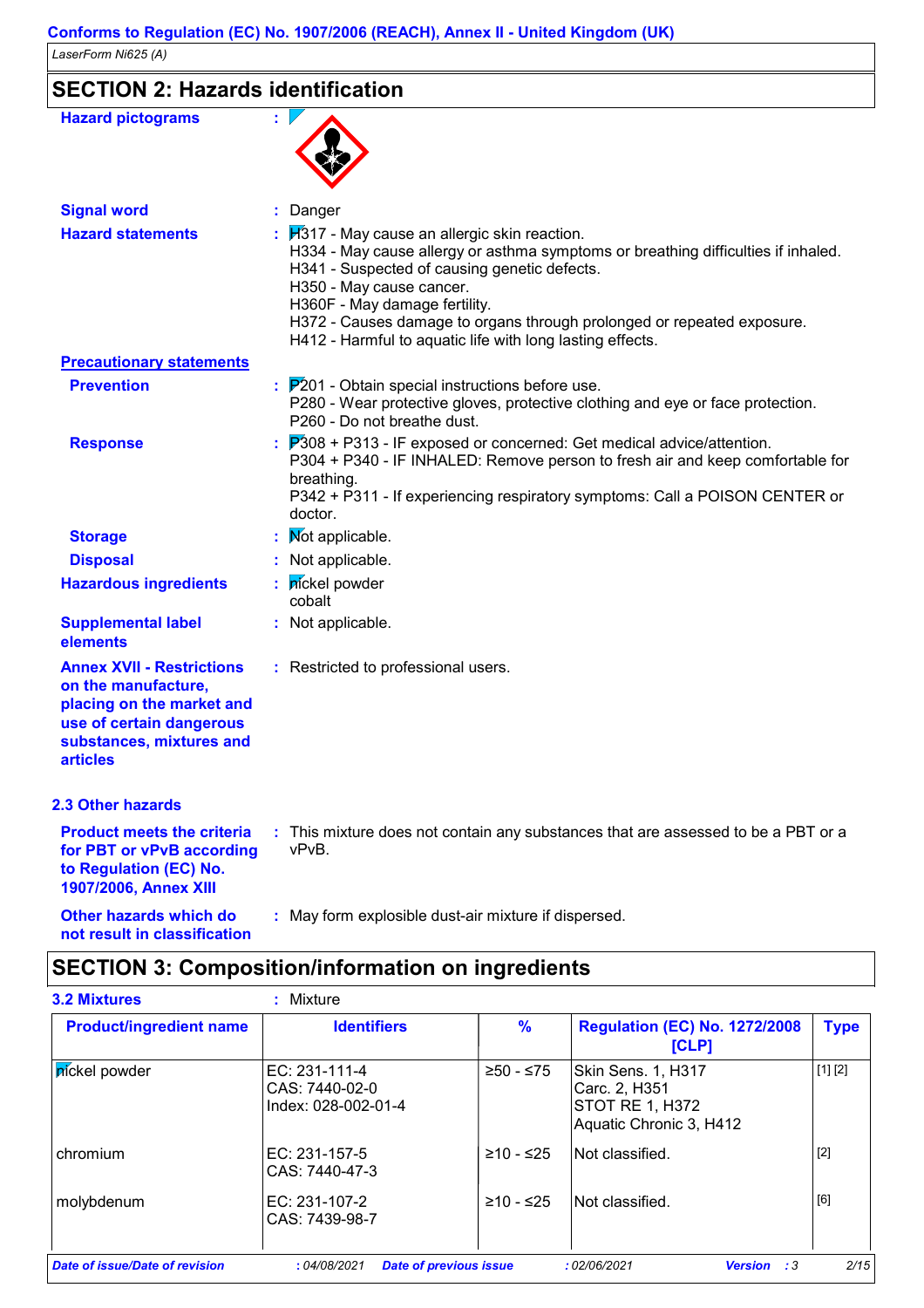Conforms to Regulation (EC) No. 1907/2006 (REACH), Annex II - United Kingdom (UK)

LaserForm Ni625 (A)

## SECTION 2: Hazards identification

**Hazard pictograms** :

**Signal word** : Danger

**Hazard statements** : H317 - May cause an allergic skin reaction.
H334 - May cause allergy or asthma symptoms or breathing difficulties if inhaled.
H341 - Suspected of causing genetic defects.
H350 - May cause cancer.
H360F - May damage fertility.
H372 - Causes damage to organs through prolonged or repeated exposure.
H412 - Harmful to aquatic life with long lasting effects.

**Precautionary statements**

**Prevention** : P201 - Obtain special instructions before use.
P280 - Wear protective gloves, protective clothing and eye or face protection.
P260 - Do not breathe dust.

**Response** : P308 + P313 - IF exposed or concerned: Get medical advice/attention.
P304 + P340 - IF INHALED: Remove person to fresh air and keep comfortable for breathing.
P342 + P311 - If experiencing respiratory symptoms: Call a POISON CENTER or doctor.

**Storage** : Not applicable.

**Disposal** : Not applicable.

**Hazardous ingredients** : nickel powder
cobalt

**Supplemental label elements** : Not applicable.

**Annex XVII - Restrictions on the manufacture, placing on the market and use of certain dangerous substances, mixtures and articles** : Restricted to professional users.

### 2.3 Other hazards

**Product meets the criteria for PBT or vPvB according to Regulation (EC) No. 1907/2006, Annex XIII** : This mixture does not contain any substances that are assessed to be a PBT or a vPvB.

**Other hazards which do not result in classification** : May form explosible dust-air mixture if dispersed.

## SECTION 3: Composition/information on ingredients

**3.2 Mixtures** : Mixture

| Product/ingredient name | Identifiers | % | Regulation (EC) No. 1272/2008 [CLP] | Type |
|---|---|---|---|---|
| nickel powder | EC: 231-111-4<br>CAS: 7440-02-0<br>Index: 028-002-01-4 | ≥50 - ≤75 | Skin Sens. 1, H317<br>Carc. 2, H351<br>STOT RE 1, H372<br>Aquatic Chronic 3, H412 | [1] [2] |
| chromium | EC: 231-157-5<br>CAS: 7440-47-3 | ≥10 - ≤25 | Not classified. | [2] |
| molybdenum | EC: 231-107-2<br>CAS: 7439-98-7 | ≥10 - ≤25 | Not classified. | [6] |

Date of issue/Date of revision : 04/08/2021 Date of previous issue : 02/06/2021 Version : 3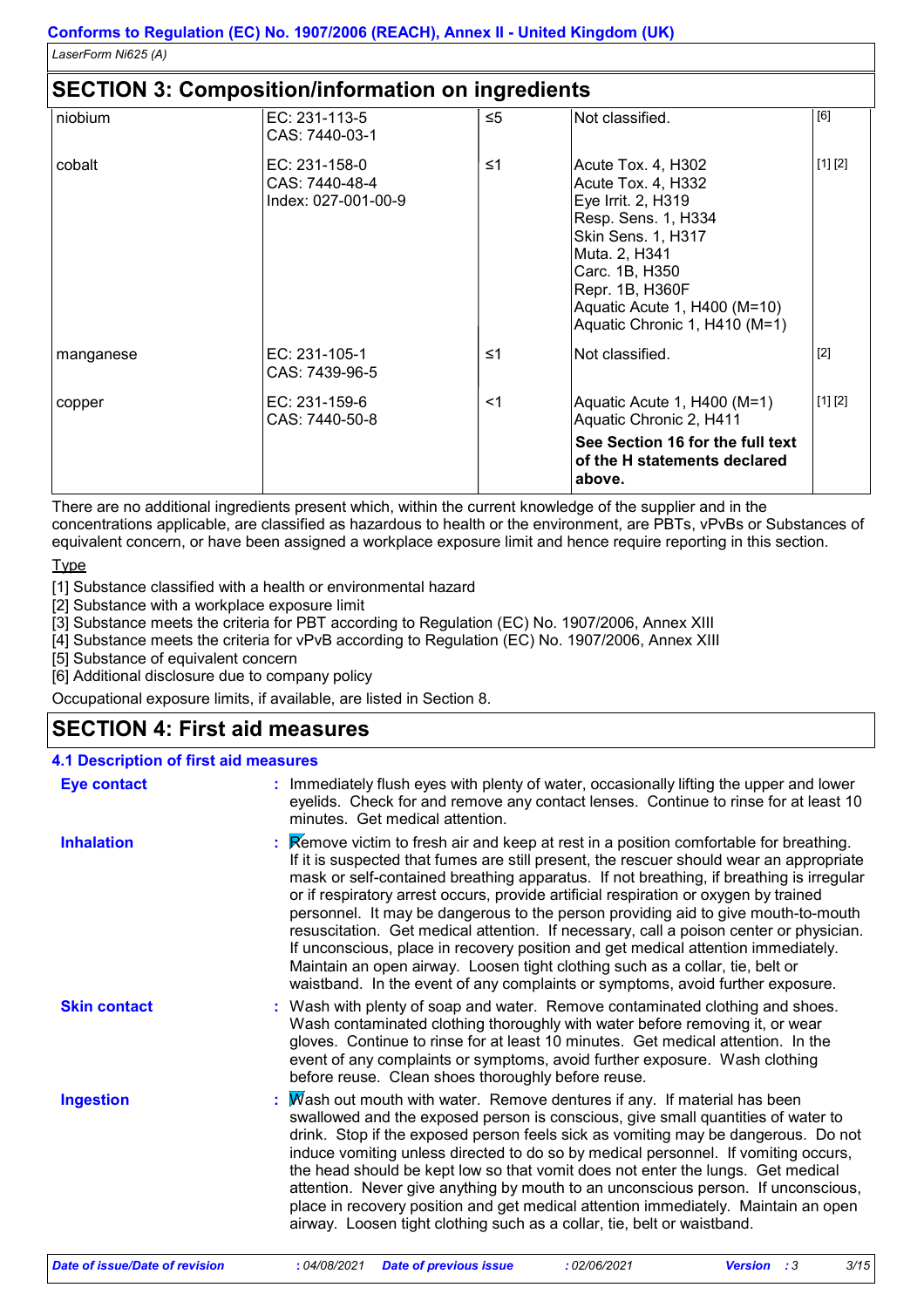## SECTION 3: Composition/information on ingredients

| | | | | |
|---|---|---|---|---|
| niobium | EC: 231-113-5<br>CAS: 7440-03-1 | ≤5 | Not classified. | [6] |
| cobalt | EC: 231-158-0<br>CAS: 7440-48-4<br>Index: 027-001-00-9 | ≤1 | Acute Tox. 4, H302<br>Acute Tox. 4, H332<br>Eye Irrit. 2, H319<br>Resp. Sens. 1, H334<br>Skin Sens. 1, H317<br>Muta. 2, H341<br>Carc. 1B, H350<br>Repr. 1B, H360F<br>Aquatic Acute 1, H400 (M=10)<br>Aquatic Chronic 1, H410 (M=1) | [1] [2] |
| manganese | EC: 231-105-1<br>CAS: 7439-96-5 | ≤1 | Not classified. | [2] |
| copper | EC: 231-159-6<br>CAS: 7440-50-8 | <1 | Aquatic Acute 1, H400 (M=1)<br>Aquatic Chronic 2, H411<br>**See Section 16 for the full text of the H statements declared above.** | [1] [2] |

There are no additional ingredients present which, within the current knowledge of the supplier and in the concentrations applicable, are classified as hazardous to health or the environment, are PBTs, vPvBs or Substances of equivalent concern, or have been assigned a workplace exposure limit and hence require reporting in this section.

Type

[1] Substance classified with a health or environmental hazard
[2] Substance with a workplace exposure limit
[3] Substance meets the criteria for PBT according to Regulation (EC) No. 1907/2006, Annex XIII
[4] Substance meets the criteria for vPvB according to Regulation (EC) No. 1907/2006, Annex XIII
[5] Substance of equivalent concern
[6] Additional disclosure due to company policy

Occupational exposure limits, if available, are listed in Section 8.

## SECTION 4: First aid measures

### 4.1 Description of first aid measures

**Eye contact** : Immediately flush eyes with plenty of water, occasionally lifting the upper and lower eyelids. Check for and remove any contact lenses. Continue to rinse for at least 10 minutes. Get medical attention.

**Inhalation** : Remove victim to fresh air and keep at rest in a position comfortable for breathing. If it is suspected that fumes are still present, the rescuer should wear an appropriate mask or self-contained breathing apparatus. If not breathing, if breathing is irregular or if respiratory arrest occurs, provide artificial respiration or oxygen by trained personnel. It may be dangerous to the person providing aid to give mouth-to-mouth resuscitation. Get medical attention. If necessary, call a poison center or physician. If unconscious, place in recovery position and get medical attention immediately. Maintain an open airway. Loosen tight clothing such as a collar, tie, belt or waistband. In the event of any complaints or symptoms, avoid further exposure.

**Skin contact** : Wash with plenty of soap and water. Remove contaminated clothing and shoes. Wash contaminated clothing thoroughly with water before removing it, or wear gloves. Continue to rinse for at least 10 minutes. Get medical attention. In the event of any complaints or symptoms, avoid further exposure. Wash clothing before reuse. Clean shoes thoroughly before reuse.

**Ingestion** : Wash out mouth with water. Remove dentures if any. If material has been swallowed and the exposed person is conscious, give small quantities of water to drink. Stop if the exposed person feels sick as vomiting may be dangerous. Do not induce vomiting unless directed to do so by medical personnel. If vomiting occurs, the head should be kept low so that vomit does not enter the lungs. Get medical attention. Never give anything by mouth to an unconscious person. If unconscious, place in recovery position and get medical attention immediately. Maintain an open airway. Loosen tight clothing such as a collar, tie, belt or waistband.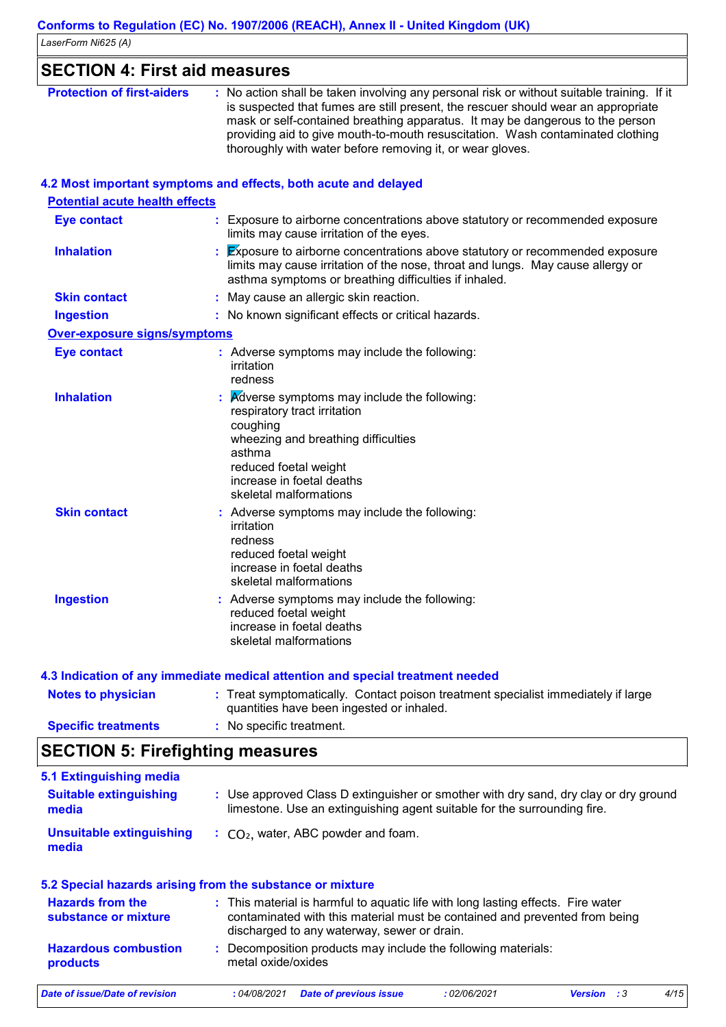## SECTION 4: First aid measures

**Protection of first-aiders** : No action shall be taken involving any personal risk or without suitable training. If it is suspected that fumes are still present, the rescuer should wear an appropriate mask or self-contained breathing apparatus. It may be dangerous to the person providing aid to give mouth-to-mouth resuscitation. Wash contaminated clothing thoroughly with water before removing it, or wear gloves.

### 4.2 Most important symptoms and effects, both acute and delayed

**Potential acute health effects**

**Eye contact** : Exposure to airborne concentrations above statutory or recommended exposure limits may cause irritation of the eyes.

**Inhalation** : Exposure to airborne concentrations above statutory or recommended exposure limits may cause irritation of the nose, throat and lungs. May cause allergy or asthma symptoms or breathing difficulties if inhaled.

**Skin contact** : May cause an allergic skin reaction.

**Ingestion** : No known significant effects or critical hazards.

**Over-exposure signs/symptoms**

**Eye contact** : Adverse symptoms may include the following:
irritation
redness

**Inhalation** : Adverse symptoms may include the following:
respiratory tract irritation
coughing
wheezing and breathing difficulties
asthma
reduced foetal weight
increase in foetal deaths
skeletal malformations

**Skin contact** : Adverse symptoms may include the following:
irritation
redness
reduced foetal weight
increase in foetal deaths
skeletal malformations

**Ingestion** : Adverse symptoms may include the following:
reduced foetal weight
increase in foetal deaths
skeletal malformations

### 4.3 Indication of any immediate medical attention and special treatment needed

**Notes to physician** : Treat symptomatically. Contact poison treatment specialist immediately if large quantities have been ingested or inhaled.

**Specific treatments** : No specific treatment.

## SECTION 5: Firefighting measures

### 5.1 Extinguishing media

**Suitable extinguishing media** : Use approved Class D extinguisher or smother with dry sand, dry clay or dry ground limestone. Use an extinguishing agent suitable for the surrounding fire.

**Unsuitable extinguishing media** : $CO_2$, water, ABC powder and foam.

### 5.2 Special hazards arising from the substance or mixture

**Hazards from the substance or mixture** : This material is harmful to aquatic life with long lasting effects. Fire water contaminated with this material must be contained and prevented from being discharged to any waterway, sewer or drain.

**Hazardous combustion products** : Decomposition products may include the following materials:
metal oxide/oxides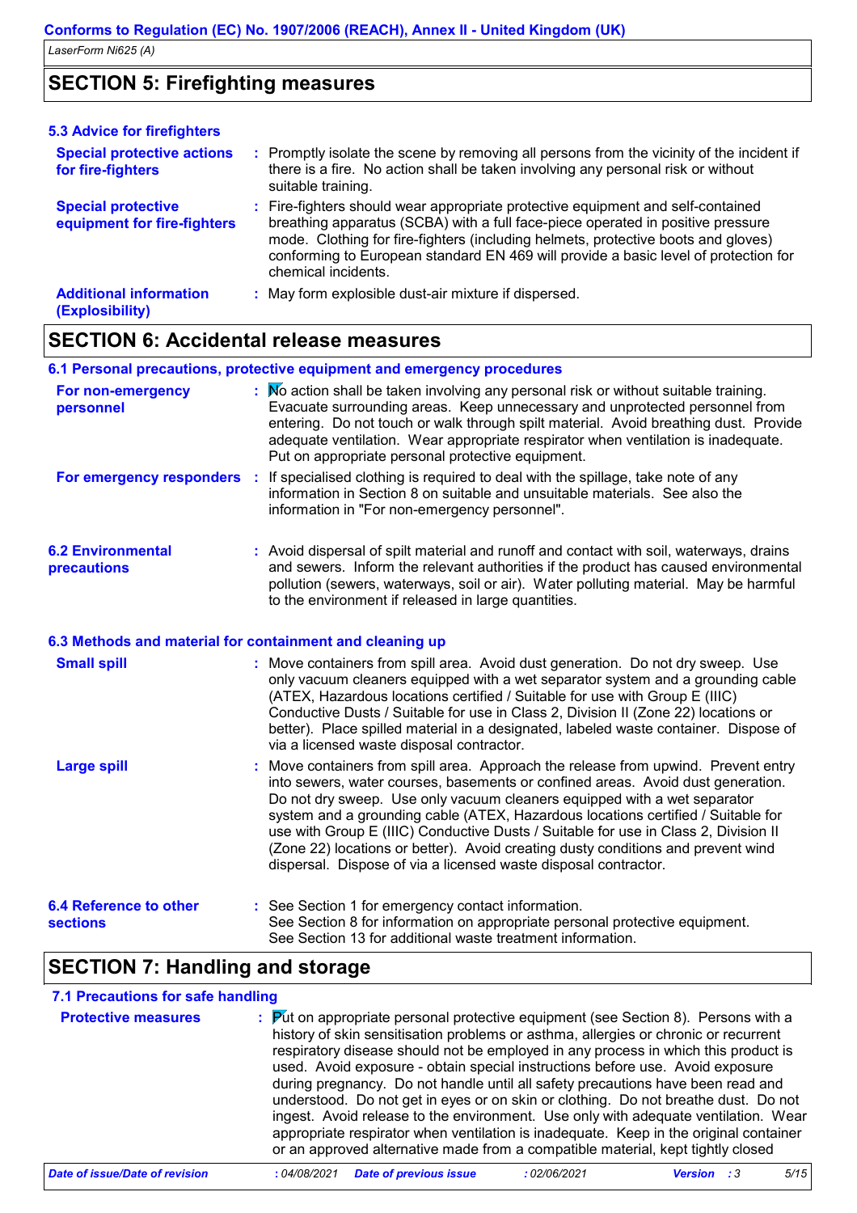## SECTION 5: Firefighting measures

### 5.3 Advice for firefighters

**Special protective actions for fire-fighters** : Promptly isolate the scene by removing all persons from the vicinity of the incident if there is a fire. No action shall be taken involving any personal risk or without suitable training.

**Special protective equipment for fire-fighters** : Fire-fighters should wear appropriate protective equipment and self-contained breathing apparatus (SCBA) with a full face-piece operated in positive pressure mode. Clothing for fire-fighters (including helmets, protective boots and gloves) conforming to European standard EN 469 will provide a basic level of protection for chemical incidents.

**Additional information (Explosibility)** : May form explosible dust-air mixture if dispersed.

## SECTION 6: Accidental release measures

### 6.1 Personal precautions, protective equipment and emergency procedures

**For non-emergency personnel** : No action shall be taken involving any personal risk or without suitable training. Evacuate surrounding areas. Keep unnecessary and unprotected personnel from entering. Do not touch or walk through spilt material. Avoid breathing dust. Provide adequate ventilation. Wear appropriate respirator when ventilation is inadequate. Put on appropriate personal protective equipment.

**For emergency responders** : If specialised clothing is required to deal with the spillage, take note of any information in Section 8 on suitable and unsuitable materials. See also the information in "For non-emergency personnel".

### 6.2 Environmental precautions

: Avoid dispersal of spilt material and runoff and contact with soil, waterways, drains and sewers. Inform the relevant authorities if the product has caused environmental pollution (sewers, waterways, soil or air). Water polluting material. May be harmful to the environment if released in large quantities.

### 6.3 Methods and material for containment and cleaning up

**Small spill** : Move containers from spill area. Avoid dust generation. Do not dry sweep. Use only vacuum cleaners equipped with a wet separator system and a grounding cable (ATEX, Hazardous locations certified / Suitable for use with Group E (IIIC) Conductive Dusts / Suitable for use in Class 2, Division II (Zone 22) locations or better). Place spilled material in a designated, labeled waste container. Dispose of via a licensed waste disposal contractor.

**Large spill** : Move containers from spill area. Approach the release from upwind. Prevent entry into sewers, water courses, basements or confined areas. Avoid dust generation. Do not dry sweep. Use only vacuum cleaners equipped with a wet separator system and a grounding cable (ATEX, Hazardous locations certified / Suitable for use with Group E (IIIC) Conductive Dusts / Suitable for use in Class 2, Division II (Zone 22) locations or better). Avoid creating dusty conditions and prevent wind dispersal. Dispose of via a licensed waste disposal contractor.

### 6.4 Reference to other sections

: See Section 1 for emergency contact information.
See Section 8 for information on appropriate personal protective equipment.
See Section 13 for additional waste treatment information.

## SECTION 7: Handling and storage

### 7.1 Precautions for safe handling

**Protective measures** : Put on appropriate personal protective equipment (see Section 8). Persons with a history of skin sensitisation problems or asthma, allergies or chronic or recurrent respiratory disease should not be employed in any process in which this product is used. Avoid exposure - obtain special instructions before use. Avoid exposure during pregnancy. Do not handle until all safety precautions have been read and understood. Do not get in eyes or on skin or clothing. Do not breathe dust. Do not ingest. Avoid release to the environment. Use only with adequate ventilation. Wear appropriate respirator when ventilation is inadequate. Keep in the original container or an approved alternative made from a compatible material, kept tightly closed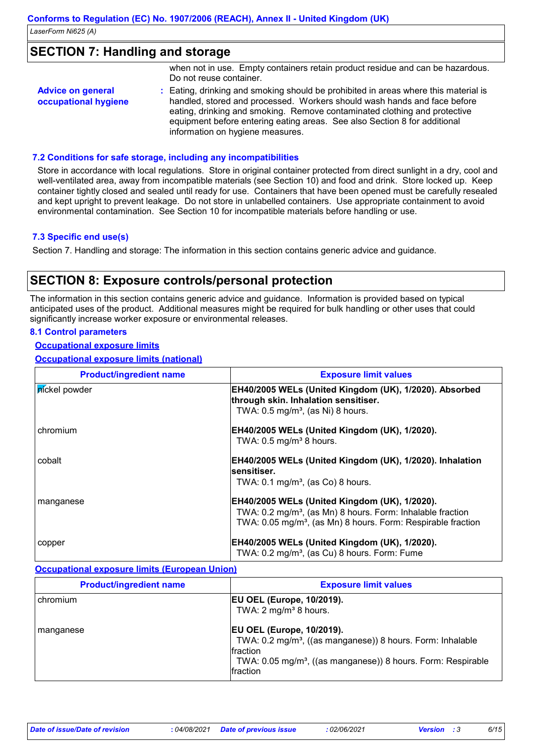## SECTION 7: Handling and storage

when not in use. Empty containers retain product residue and can be hazardous. Do not reuse container.

**Advice on general occupational hygiene** : Eating, drinking and smoking should be prohibited in areas where this material is handled, stored and processed. Workers should wash hands and face before eating, drinking and smoking. Remove contaminated clothing and protective equipment before entering eating areas. See also Section 8 for additional information on hygiene measures.

### 7.2 Conditions for safe storage, including any incompatibilities

Store in accordance with local regulations. Store in original container protected from direct sunlight in a dry, cool and well-ventilated area, away from incompatible materials (see Section 10) and food and drink. Store locked up. Keep container tightly closed and sealed until ready for use. Containers that have been opened must be carefully resealed and kept upright to prevent leakage. Do not store in unlabelled containers. Use appropriate containment to avoid environmental contamination. See Section 10 for incompatible materials before handling or use.

### 7.3 Specific end use(s)

Section 7. Handling and storage: The information in this section contains generic advice and guidance.

## SECTION 8: Exposure controls/personal protection

The information in this section contains generic advice and guidance. Information is provided based on typical anticipated uses of the product. Additional measures might be required for bulk handling or other uses that could significantly increase worker exposure or environmental releases.

### 8.1 Control parameters

**Occupational exposure limits**

**Occupational exposure limits (national)**

| Product/ingredient name | Exposure limit values |
|---|---|
| nickel powder | **EH40/2005 WELs (United Kingdom (UK), 1/2020). Absorbed through skin. Inhalation sensitiser.** TWA: 0.5 mg/m³, (as Ni) 8 hours. |
| chromium | **EH40/2005 WELs (United Kingdom (UK), 1/2020).** TWA: 0.5 mg/m³ 8 hours. |
| cobalt | **EH40/2005 WELs (United Kingdom (UK), 1/2020). Inhalation sensitiser.** TWA: 0.1 mg/m³, (as Co) 8 hours. |
| manganese | **EH40/2005 WELs (United Kingdom (UK), 1/2020).** TWA: 0.2 mg/m³, (as Mn) 8 hours. Form: Inhalable fraction TWA: 0.05 mg/m³, (as Mn) 8 hours. Form: Respirable fraction |
| copper | **EH40/2005 WELs (United Kingdom (UK), 1/2020).** TWA: 0.2 mg/m³, (as Cu) 8 hours. Form: Fume |

**Occupational exposure limits (European Union)**

| Product/ingredient name | Exposure limit values |
|---|---|
| chromium | **EU OEL (Europe, 10/2019).** TWA: 2 mg/m³ 8 hours. |
| manganese | **EU OEL (Europe, 10/2019).** TWA: 0.2 mg/m³, ((as manganese)) 8 hours. Form: Inhalable fraction TWA: 0.05 mg/m³, ((as manganese)) 8 hours. Form: Respirable fraction |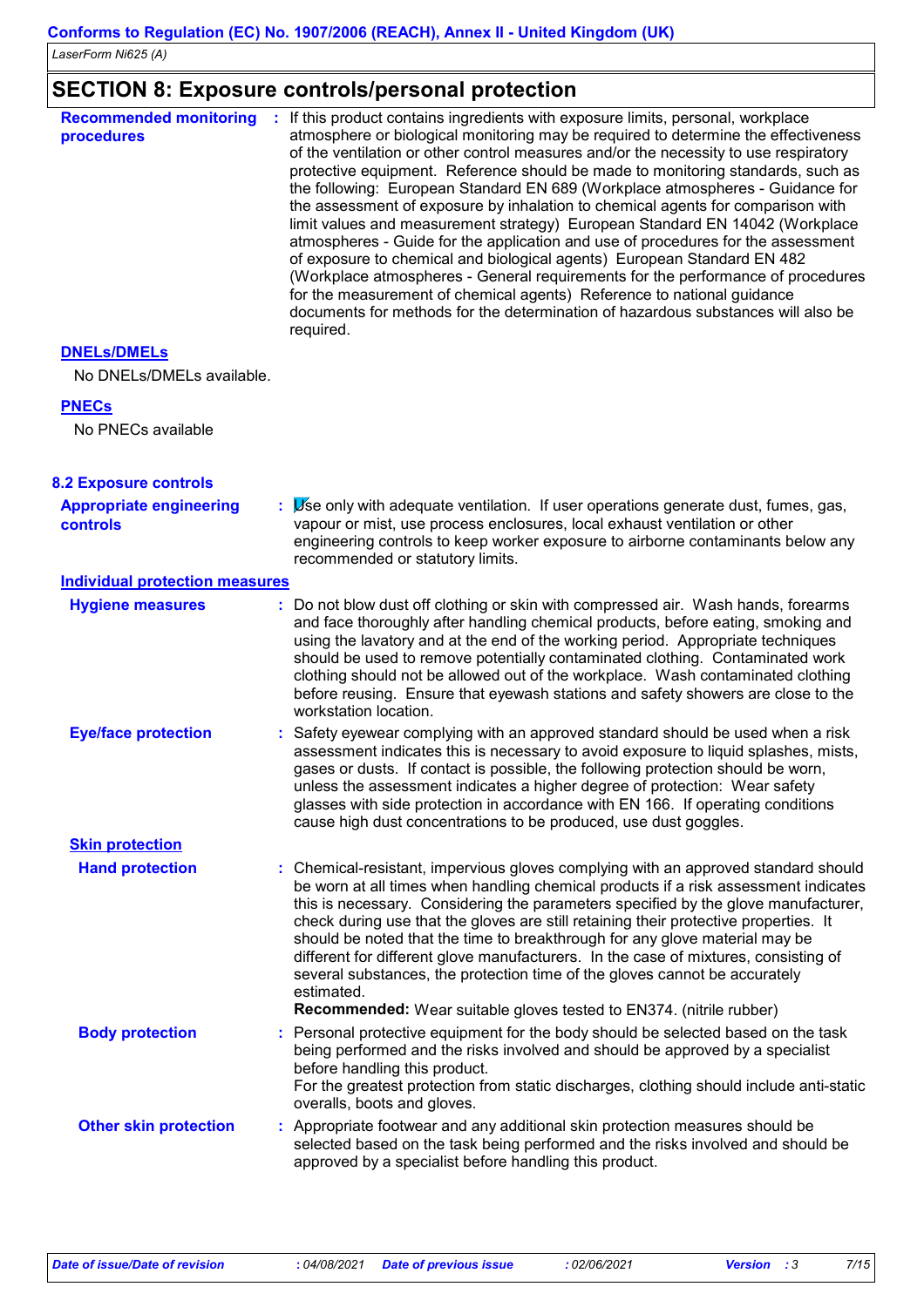## SECTION 8: Exposure controls/personal protection

**Recommended monitoring procedures** : If this product contains ingredients with exposure limits, personal, workplace atmosphere or biological monitoring may be required to determine the effectiveness of the ventilation or other control measures and/or the necessity to use respiratory protective equipment. Reference should be made to monitoring standards, such as the following: European Standard EN 689 (Workplace atmospheres - Guidance for the assessment of exposure by inhalation to chemical agents for comparison with limit values and measurement strategy) European Standard EN 14042 (Workplace atmospheres - Guide for the application and use of procedures for the assessment of exposure to chemical and biological agents) European Standard EN 482 (Workplace atmospheres - General requirements for the performance of procedures for the measurement of chemical agents) Reference to national guidance documents for methods for the determination of hazardous substances will also be required.

### DNELs/DMELs

No DNELs/DMELs available.

### PNECs

No PNECs available

### 8.2 Exposure controls

**Appropriate engineering controls** : Use only with adequate ventilation. If user operations generate dust, fumes, gas, vapour or mist, use process enclosures, local exhaust ventilation or other engineering controls to keep worker exposure to airborne contaminants below any recommended or statutory limits.

#### Individual protection measures

**Hygiene measures** : Do not blow dust off clothing or skin with compressed air. Wash hands, forearms and face thoroughly after handling chemical products, before eating, smoking and using the lavatory and at the end of the working period. Appropriate techniques should be used to remove potentially contaminated clothing. Contaminated work clothing should not be allowed out of the workplace. Wash contaminated clothing before reusing. Ensure that eyewash stations and safety showers are close to the workstation location.

**Eye/face protection** : Safety eyewear complying with an approved standard should be used when a risk assessment indicates this is necessary to avoid exposure to liquid splashes, mists, gases or dusts. If contact is possible, the following protection should be worn, unless the assessment indicates a higher degree of protection: Wear safety glasses with side protection in accordance with EN 166. If operating conditions cause high dust concentrations to be produced, use dust goggles.

#### Skin protection

**Hand protection** : Chemical-resistant, impervious gloves complying with an approved standard should be worn at all times when handling chemical products if a risk assessment indicates this is necessary. Considering the parameters specified by the glove manufacturer, check during use that the gloves are still retaining their protective properties. It should be noted that the time to breakthrough for any glove material may be different for different glove manufacturers. In the case of mixtures, consisting of several substances, the protection time of the gloves cannot be accurately estimated.
**Recommended:** Wear suitable gloves tested to EN374. (nitrile rubber)

**Body protection** : Personal protective equipment for the body should be selected based on the task being performed and the risks involved and should be approved by a specialist before handling this product.
For the greatest protection from static discharges, clothing should include anti-static overalls, boots and gloves.

**Other skin protection** : Appropriate footwear and any additional skin protection measures should be selected based on the task being performed and the risks involved and should be approved by a specialist before handling this product.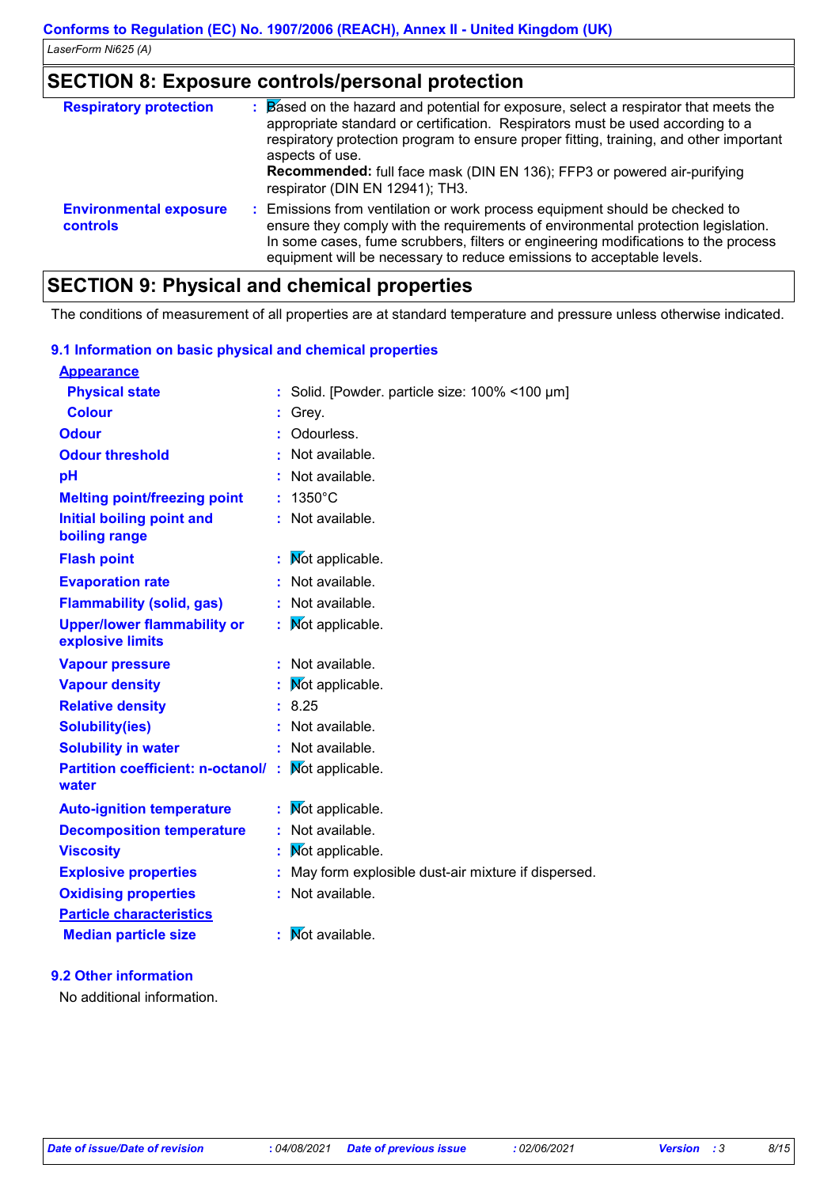## SECTION 8: Exposure controls/personal protection

| | |
|---|---|
| **Respiratory protection** | Based on the hazard and potential for exposure, select a respirator that meets the appropriate standard or certification. Respirators must be used according to a respiratory protection program to ensure proper fitting, training, and other important aspects of use. **Recommended:** full face mask (DIN EN 136); FFP3 or powered air-purifying respirator (DIN EN 12941); TH3. |
| **Environmental exposure controls** | Emissions from ventilation or work process equipment should be checked to ensure they comply with the requirements of environmental protection legislation. In some cases, fume scrubbers, filters or engineering modifications to the process equipment will be necessary to reduce emissions to acceptable levels. |

## SECTION 9: Physical and chemical properties

The conditions of measurement of all properties are at standard temperature and pressure unless otherwise indicated.

### 9.1 Information on basic physical and chemical properties

**Appearance**

| | |
|---|---|
| **Physical state** | Solid. [Powder. particle size: 100% <100 µm] |
| **Colour** | Grey. |
| **Odour** | Odourless. |
| **Odour threshold** | Not available. |
| **pH** | Not available. |
| **Melting point/freezing point** | 1350°C |
| **Initial boiling point and boiling range** | Not available. |
| **Flash point** | Not applicable. |
| **Evaporation rate** | Not available. |
| **Flammability (solid, gas)** | Not available. |
| **Upper/lower flammability or explosive limits** | Not applicable. |
| **Vapour pressure** | Not available. |
| **Vapour density** | Not applicable. |
| **Relative density** | 8.25 |
| **Solubility(ies)** | Not available. |
| **Solubility in water** | Not available. |
| **Partition coefficient: n-octanol/ water** | Not applicable. |
| **Auto-ignition temperature** | Not applicable. |
| **Decomposition temperature** | Not available. |
| **Viscosity** | Not applicable. |
| **Explosive properties** | May form explosible dust-air mixture if dispersed. |
| **Oxidising properties** | Not available. |

**Particle characteristics**

| | |
|---|---|
| **Median particle size** | Not available. |

### 9.2 Other information

No additional information.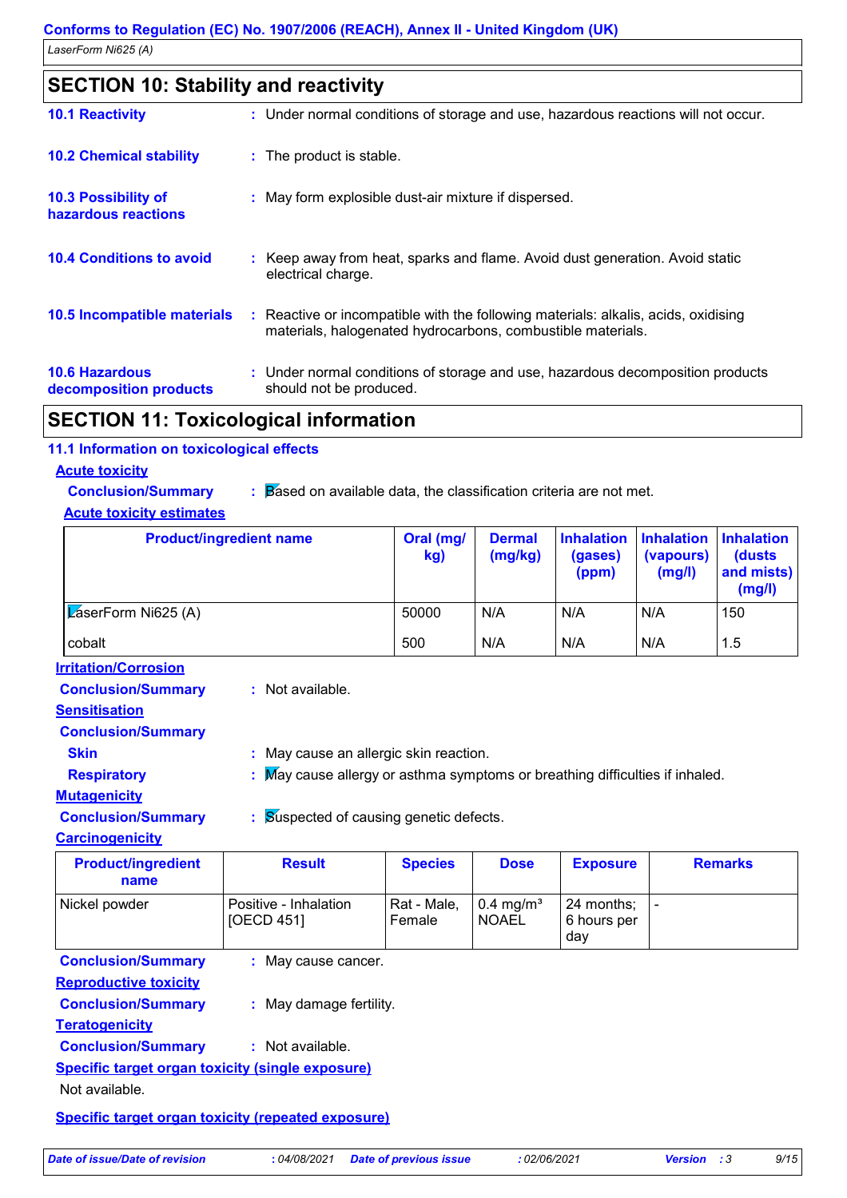## SECTION 10: Stability and reactivity

**10.1 Reactivity** : Under normal conditions of storage and use, hazardous reactions will not occur.

**10.2 Chemical stability** : The product is stable.

**10.3 Possibility of hazardous reactions** : May form explosible dust-air mixture if dispersed.

**10.4 Conditions to avoid** : Keep away from heat, sparks and flame. Avoid dust generation. Avoid static electrical charge.

**10.5 Incompatible materials** : Reactive or incompatible with the following materials: alkalis, acids, oxidising materials, halogenated hydrocarbons, combustible materials.

**10.6 Hazardous decomposition products** : Under normal conditions of storage and use, hazardous decomposition products should not be produced.

## SECTION 11: Toxicological information

### 11.1 Information on toxicological effects

**Acute toxicity**

**Conclusion/Summary** : Based on available data, the classification criteria are not met.

**Acute toxicity estimates**

| Product/ingredient name | Oral (mg/kg) | Dermal (mg/kg) | Inhalation (gases) (ppm) | Inhalation (vapours) (mg/l) | Inhalation (dusts and mists) (mg/l) |
|---|---|---|---|---|---|
| LaserForm Ni625 (A) | 50000 | N/A | N/A | N/A | 150 |
| cobalt | 500 | N/A | N/A | N/A | 1.5 |

**Irritation/Corrosion**

**Conclusion/Summary** : Not available.

**Sensitisation**

**Conclusion/Summary**

**Skin** : May cause an allergic skin reaction.

**Respiratory** : May cause allergy or asthma symptoms or breathing difficulties if inhaled.

**Mutagenicity**

**Conclusion/Summary** : Suspected of causing genetic defects.

**Carcinogenicity**

| Product/ingredient name | Result | Species | Dose | Exposure | Remarks |
|---|---|---|---|---|---|
| Nickel powder | Positive - Inhalation [OECD 451] | Rat - Male, Female | 0.4 mg/m³ NOAEL | 24 months; 6 hours per day | - |

**Conclusion/Summary** : May cause cancer.

**Reproductive toxicity**

**Conclusion/Summary** : May damage fertility.

**Teratogenicity**

**Conclusion/Summary** : Not available.

**Specific target organ toxicity (single exposure)**

Not available.

**Specific target organ toxicity (repeated exposure)**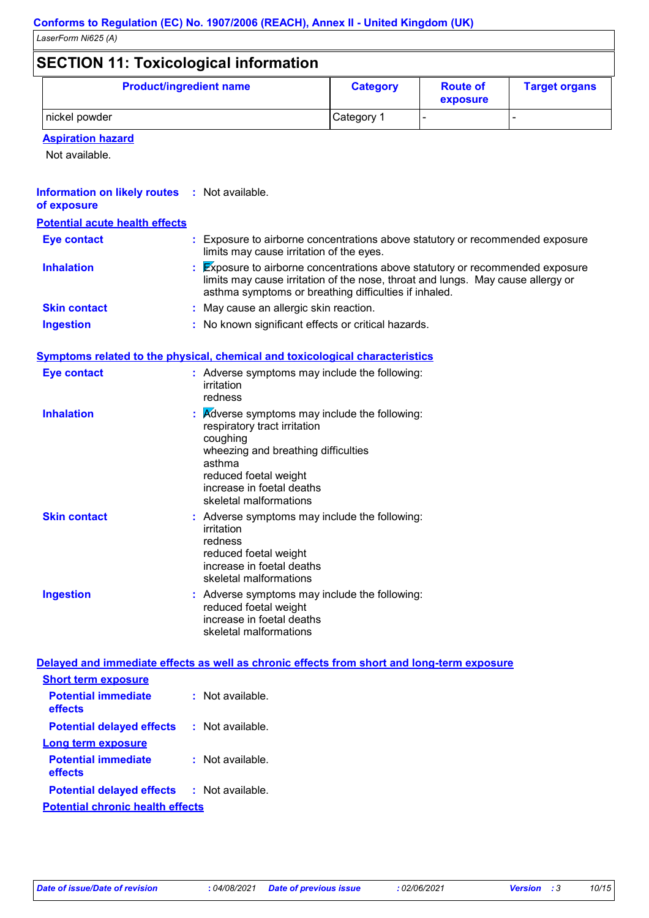## SECTION 11: Toxicological information

| Product/ingredient name | Category | Route of exposure | Target organs |
|---|---|---|---|
| nickel powder | Category 1 | - | - |

**Aspiration hazard**

Not available.

**Information on likely routes of exposure** : Not available.

**Potential acute health effects**

**Eye contact** : Exposure to airborne concentrations above statutory or recommended exposure limits may cause irritation of the eyes.

**Inhalation** : Exposure to airborne concentrations above statutory or recommended exposure limits may cause irritation of the nose, throat and lungs. May cause allergy or asthma symptoms or breathing difficulties if inhaled.

**Skin contact** : May cause an allergic skin reaction.

**Ingestion** : No known significant effects or critical hazards.

**Symptoms related to the physical, chemical and toxicological characteristics**

**Eye contact** : Adverse symptoms may include the following:
irritation
redness

**Inhalation** : Adverse symptoms may include the following:
respiratory tract irritation
coughing
wheezing and breathing difficulties
asthma
reduced foetal weight
increase in foetal deaths
skeletal malformations

**Skin contact** : Adverse symptoms may include the following:
irritation
redness
reduced foetal weight
increase in foetal deaths
skeletal malformations

**Ingestion** : Adverse symptoms may include the following:
reduced foetal weight
increase in foetal deaths
skeletal malformations

**Delayed and immediate effects as well as chronic effects from short and long-term exposure**

**Short term exposure**

**Potential immediate effects** : Not available.

**Potential delayed effects** : Not available.

**Long term exposure**

**Potential immediate effects** : Not available.

**Potential delayed effects** : Not available.

**Potential chronic health effects**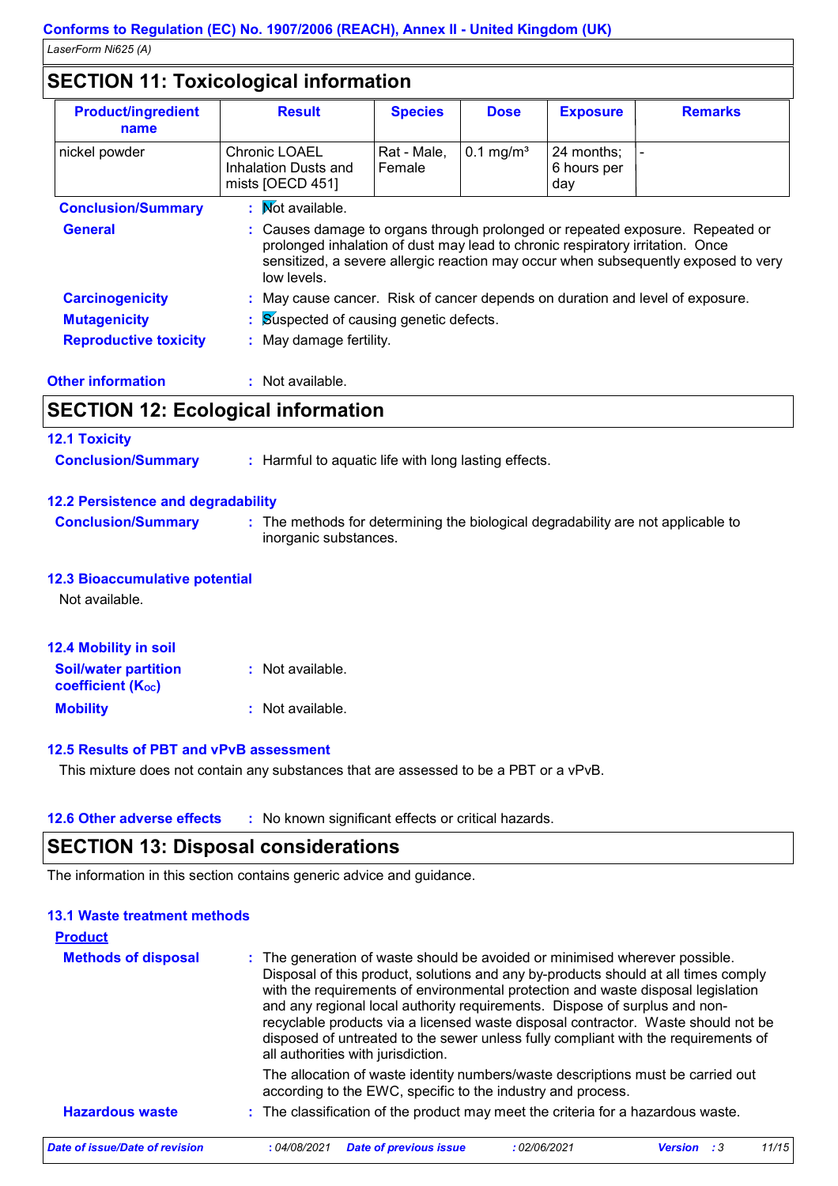## SECTION 11: Toxicological information

| Product/ingredient name | Result | Species | Dose | Exposure | Remarks |
|---|---|---|---|---|---|
| nickel powder | Chronic LOAEL Inhalation Dusts and mists [OECD 451] | Rat - Male, Female | 0.1 mg/m³ | 24 months; 6 hours per day | - |

**Conclusion/Summary** : Not available.

**General** : Causes damage to organs through prolonged or repeated exposure. Repeated or prolonged inhalation of dust may lead to chronic respiratory irritation. Once sensitized, a severe allergic reaction may occur when subsequently exposed to very low levels.

**Carcinogenicity** : May cause cancer. Risk of cancer depends on duration and level of exposure.

**Mutagenicity** : Suspected of causing genetic defects.

**Reproductive toxicity** : May damage fertility.

**Other information** : Not available.

## SECTION 12: Ecological information

### 12.1 Toxicity

**Conclusion/Summary** : Harmful to aquatic life with long lasting effects.

### 12.2 Persistence and degradability

**Conclusion/Summary** : The methods for determining the biological degradability are not applicable to inorganic substances.

### 12.3 Bioaccumulative potential

Not available.

### 12.4 Mobility in soil

**Soil/water partition coefficient ($K_{OC}$)** : Not available.

**Mobility** : Not available.

### 12.5 Results of PBT and vPvB assessment

This mixture does not contain any substances that are assessed to be a PBT or a vPvB.

### 12.6 Other adverse effects

: No known significant effects or critical hazards.

## SECTION 13: Disposal considerations

The information in this section contains generic advice and guidance.

### 13.1 Waste treatment methods

**Product**

**Methods of disposal** : The generation of waste should be avoided or minimised wherever possible. Disposal of this product, solutions and any by-products should at all times comply with the requirements of environmental protection and waste disposal legislation and any regional local authority requirements. Dispose of surplus and non-recyclable products via a licensed waste disposal contractor. Waste should not be disposed of untreated to the sewer unless fully compliant with the requirements of all authorities with jurisdiction.

The allocation of waste identity numbers/waste descriptions must be carried out according to the EWC, specific to the industry and process.

**Hazardous waste** : The classification of the product may meet the criteria for a hazardous waste.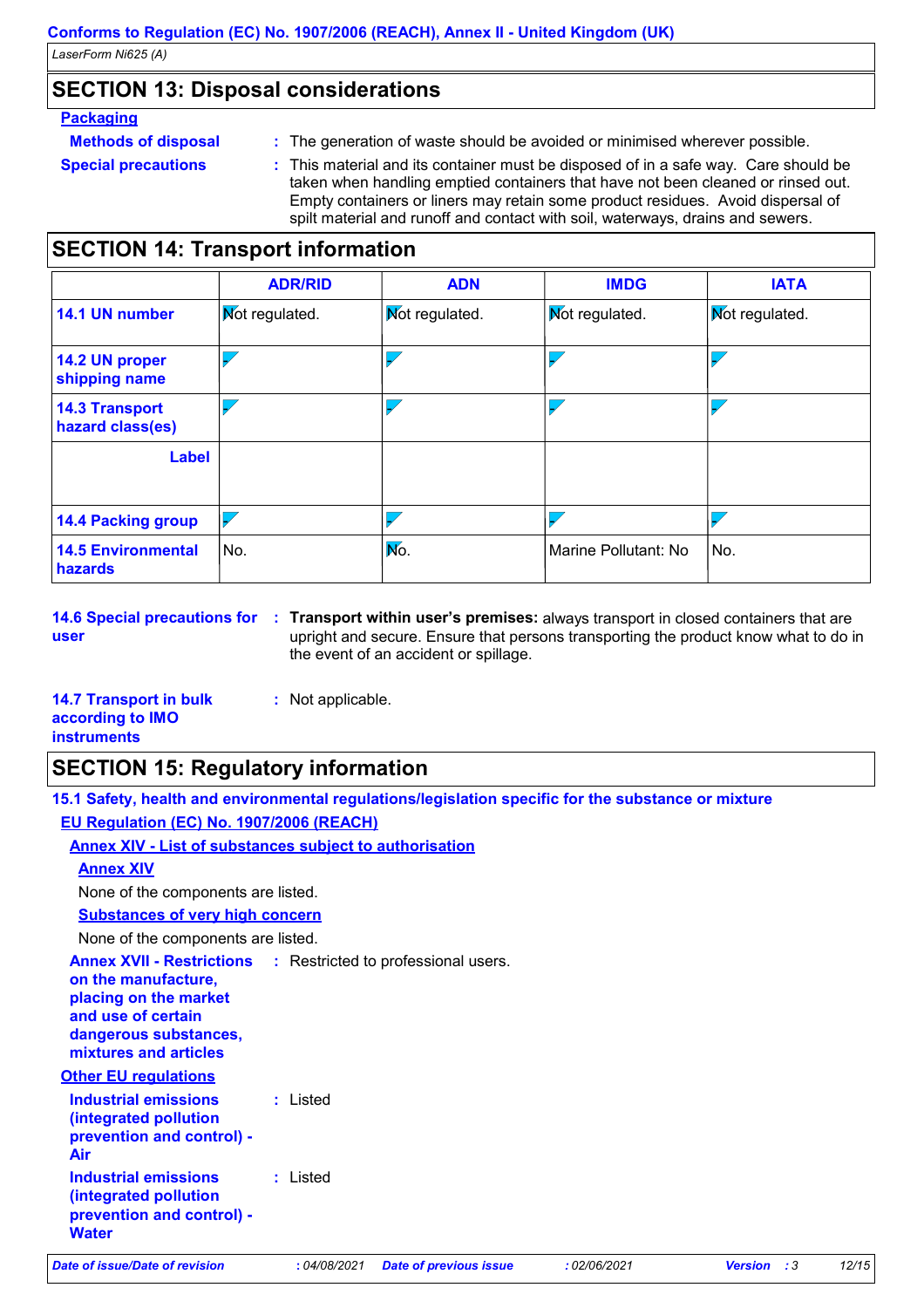## SECTION 13: Disposal considerations

**Packaging**

**Methods of disposal** : The generation of waste should be avoided or minimised wherever possible.

**Special precautions** : This material and its container must be disposed of in a safe way. Care should be taken when handling emptied containers that have not been cleaned or rinsed out. Empty containers or liners may retain some product residues. Avoid dispersal of spilt material and runoff and contact with soil, waterways, drains and sewers.

## SECTION 14: Transport information

| | ADR/RID | ADN | IMDG | IATA |
|---|---|---|---|---|
| **14.1 UN number** | Not regulated. | Not regulated. | Not regulated. | Not regulated. |
| **14.2 UN proper shipping name** | - | - | - | - |
| **14.3 Transport hazard class(es)** | - | - | - | - |
| **Label** | | | | |
| **14.4 Packing group** | - | - | - | - |
| **14.5 Environmental hazards** | No. | No. | Marine Pollutant: No | No. |

**14.6 Special precautions for user** : **Transport within user's premises:** always transport in closed containers that are upright and secure. Ensure that persons transporting the product know what to do in the event of an accident or spillage.

**14.7 Transport in bulk according to IMO instruments** : Not applicable.

## SECTION 15: Regulatory information

**15.1 Safety, health and environmental regulations/legislation specific for the substance or mixture**

**EU Regulation (EC) No. 1907/2006 (REACH)**

**Annex XIV - List of substances subject to authorisation**

**Annex XIV**

None of the components are listed.

**Substances of very high concern**

None of the components are listed.

**Annex XVII - Restrictions on the manufacture, placing on the market and use of certain dangerous substances, mixtures and articles** : Restricted to professional users.

**Other EU regulations**

**Industrial emissions (integrated pollution prevention and control) - Air** : Listed

**Industrial emissions (integrated pollution prevention and control) - Water** : Listed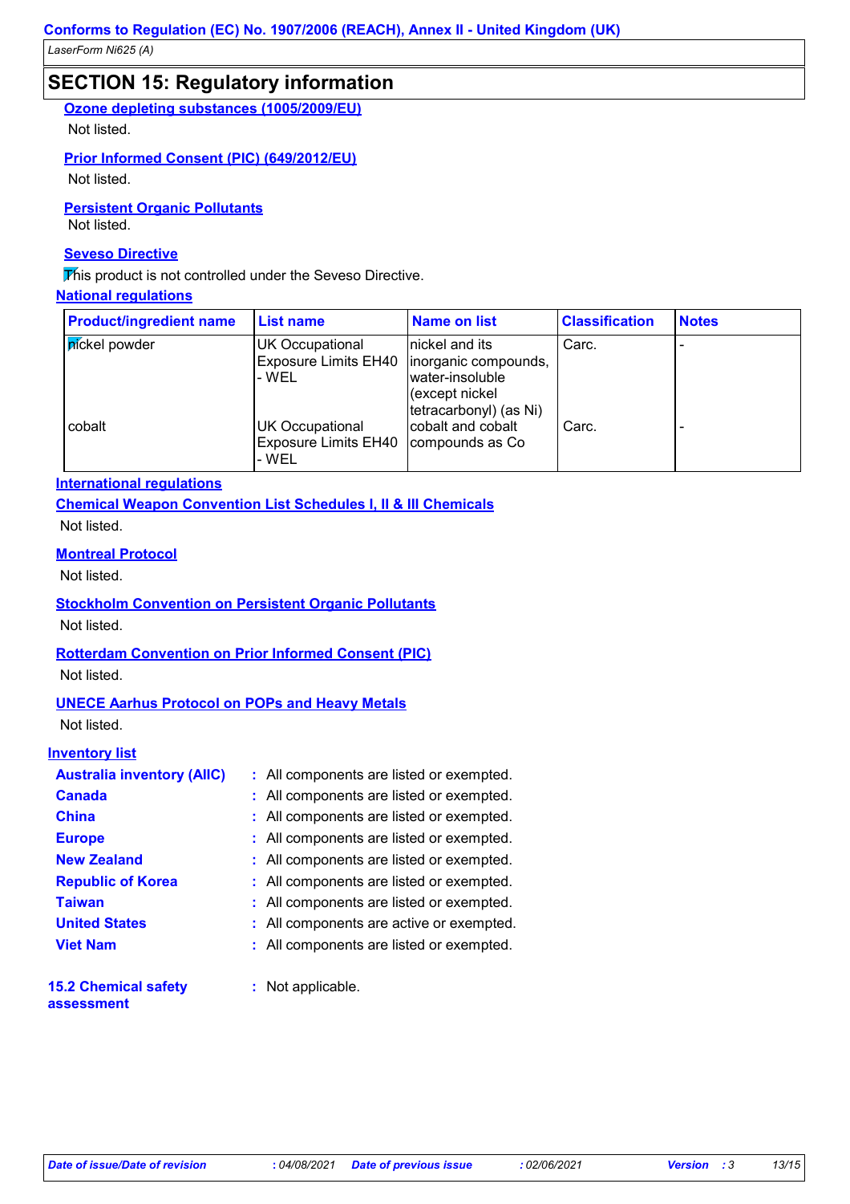## SECTION 15: Regulatory information

**Ozone depleting substances (1005/2009/EU)**

Not listed.

**Prior Informed Consent (PIC) (649/2012/EU)**

Not listed.

**Persistent Organic Pollutants**

Not listed.

**Seveso Directive**

This product is not controlled under the Seveso Directive.

**National regulations**

| Product/ingredient name | List name | Name on list | Classification | Notes |
|---|---|---|---|---|
| nickel powder | UK Occupational Exposure Limits EH40 - WEL | nickel and its inorganic compounds, water-insoluble (except nickel tetracarbonyl) (as Ni) | Carc. | - |
| cobalt | UK Occupational Exposure Limits EH40 - WEL | cobalt and cobalt compounds as Co | Carc. | - |

**International regulations**

**Chemical Weapon Convention List Schedules I, II & III Chemicals**

Not listed.

**Montreal Protocol**

Not listed.

**Stockholm Convention on Persistent Organic Pollutants**

Not listed.

**Rotterdam Convention on Prior Informed Consent (PIC)**

Not listed.

**UNECE Aarhus Protocol on POPs and Heavy Metals**

Not listed.

**Inventory list**

- **Australia inventory (AIIC)** : All components are listed or exempted.
- **Canada** : All components are listed or exempted.
- **China** : All components are listed or exempted.
- **Europe** : All components are listed or exempted.
- **New Zealand** : All components are listed or exempted.
- **Republic of Korea** : All components are listed or exempted.
- **Taiwan** : All components are listed or exempted.
- **United States** : All components are active or exempted.
- **Viet Nam** : All components are listed or exempted.

**15.2 Chemical safety assessment** : Not applicable.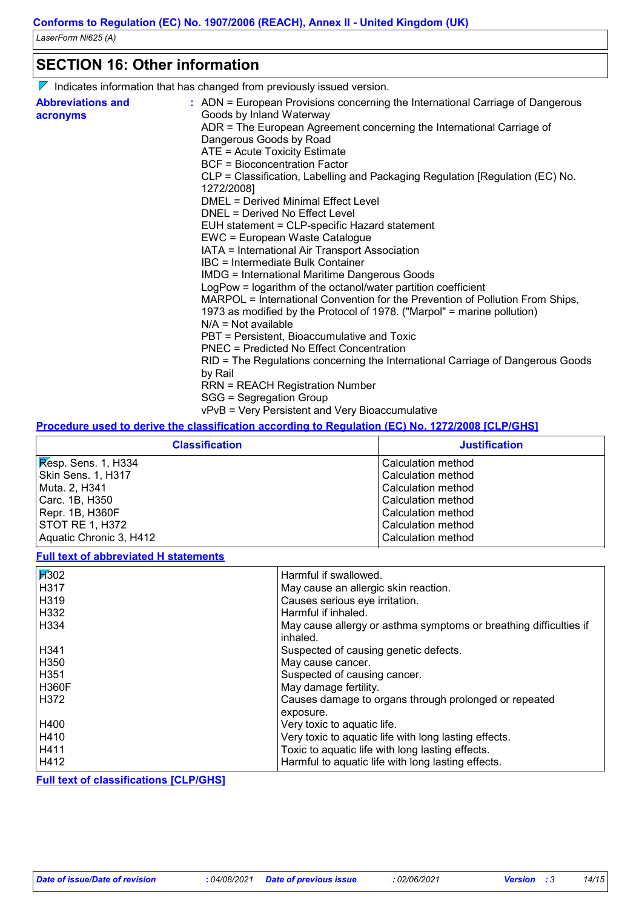## SECTION 16: Other information

Indicates information that has changed from previously issued version.

**Abbreviations and acronyms** : ADN = European Provisions concerning the International Carriage of Dangerous Goods by Inland Waterway
ADR = The European Agreement concerning the International Carriage of Dangerous Goods by Road
ATE = Acute Toxicity Estimate
BCF = Bioconcentration Factor
CLP = Classification, Labelling and Packaging Regulation [Regulation (EC) No. 1272/2008]
DMEL = Derived Minimal Effect Level
DNEL = Derived No Effect Level
EUH statement = CLP-specific Hazard statement
EWC = European Waste Catalogue
IATA = International Air Transport Association
IBC = Intermediate Bulk Container
IMDG = International Maritime Dangerous Goods
LogPow = logarithm of the octanol/water partition coefficient
MARPOL = International Convention for the Prevention of Pollution From Ships, 1973 as modified by the Protocol of 1978. ("Marpol" = marine pollution)
N/A = Not available
PBT = Persistent, Bioaccumulative and Toxic
PNEC = Predicted No Effect Concentration
RID = The Regulations concerning the International Carriage of Dangerous Goods by Rail
RRN = REACH Registration Number
SGG = Segregation Group
vPvB = Very Persistent and Very Bioaccumulative

**Procedure used to derive the classification according to Regulation (EC) No. 1272/2008 [CLP/GHS]**

| Classification | Justification |
|---|---|
| Resp. Sens. 1, H334 | Calculation method |
| Skin Sens. 1, H317 | Calculation method |
| Muta. 2, H341 | Calculation method |
| Carc. 1B, H350 | Calculation method |
| Repr. 1B, H360F | Calculation method |
| STOT RE 1, H372 | Calculation method |
| Aquatic Chronic 3, H412 | Calculation method |

**Full text of abbreviated H statements**

| | |
|---|---|
| H302 | Harmful if swallowed. |
| H317 | May cause an allergic skin reaction. |
| H319 | Causes serious eye irritation. |
| H332 | Harmful if inhaled. |
| H334 | May cause allergy or asthma symptoms or breathing difficulties if inhaled. |
| H341 | Suspected of causing genetic defects. |
| H350 | May cause cancer. |
| H351 | Suspected of causing cancer. |
| H360F | May damage fertility. |
| H372 | Causes damage to organs through prolonged or repeated exposure. |
| H400 | Very toxic to aquatic life. |
| H410 | Very toxic to aquatic life with long lasting effects. |
| H411 | Toxic to aquatic life with long lasting effects. |
| H412 | Harmful to aquatic life with long lasting effects. |

**Full text of classifications [CLP/GHS]**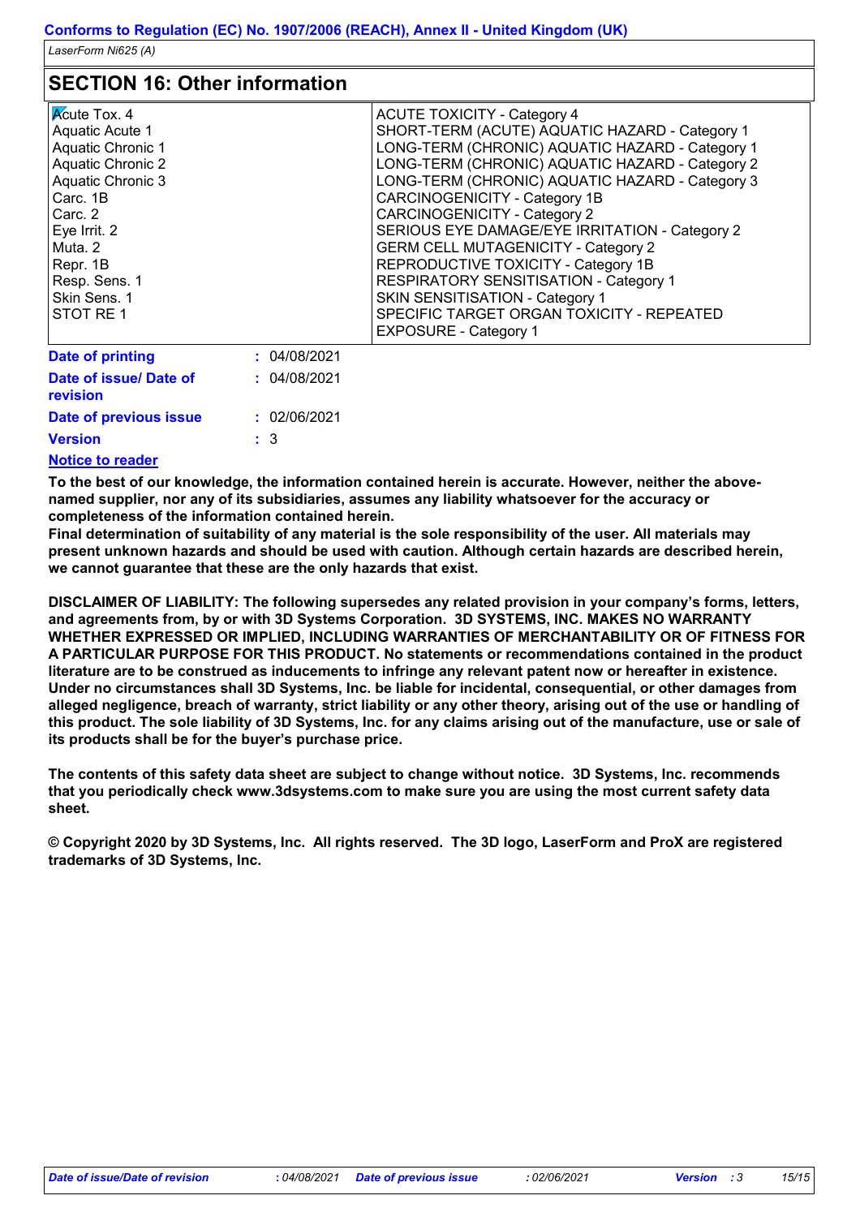## SECTION 16: Other information

| | |
|---|---|
| Acute Tox. 4 | ACUTE TOXICITY - Category 4 |
| Aquatic Acute 1 | SHORT-TERM (ACUTE) AQUATIC HAZARD - Category 1 |
| Aquatic Chronic 1 | LONG-TERM (CHRONIC) AQUATIC HAZARD - Category 1 |
| Aquatic Chronic 2 | LONG-TERM (CHRONIC) AQUATIC HAZARD - Category 2 |
| Aquatic Chronic 3 | LONG-TERM (CHRONIC) AQUATIC HAZARD - Category 3 |
| Carc. 1B | CARCINOGENICITY - Category 1B |
| Carc. 2 | CARCINOGENICITY - Category 2 |
| Eye Irrit. 2 | SERIOUS EYE DAMAGE/EYE IRRITATION - Category 2 |
| Muta. 2 | GERM CELL MUTAGENICITY - Category 2 |
| Repr. 1B | REPRODUCTIVE TOXICITY - Category 1B |
| Resp. Sens. 1 | RESPIRATORY SENSITISATION - Category 1 |
| Skin Sens. 1 | SKIN SENSITISATION - Category 1 |
| STOT RE 1 | SPECIFIC TARGET ORGAN TOXICITY - REPEATED EXPOSURE - Category 1 |

**Date of printing** : 04/08/2021

**Date of issue/ Date of revision** : 04/08/2021

**Date of previous issue** : 02/06/2021

**Version** : 3

**Notice to reader**

**To the best of our knowledge, the information contained herein is accurate. However, neither the above-named supplier, nor any of its subsidiaries, assumes any liability whatsoever for the accuracy or completeness of the information contained herein.**
**Final determination of suitability of any material is the sole responsibility of the user. All materials may present unknown hazards and should be used with caution. Although certain hazards are described herein, we cannot guarantee that these are the only hazards that exist.**

**DISCLAIMER OF LIABILITY: The following supersedes any related provision in your company's forms, letters, and agreements from, by or with 3D Systems Corporation. 3D SYSTEMS, INC. MAKES NO WARRANTY WHETHER EXPRESSED OR IMPLIED, INCLUDING WARRANTIES OF MERCHANTABILITY OR OF FITNESS FOR A PARTICULAR PURPOSE FOR THIS PRODUCT. No statements or recommendations contained in the product literature are to be construed as inducements to infringe any relevant patent now or hereafter in existence. Under no circumstances shall 3D Systems, Inc. be liable for incidental, consequential, or other damages from alleged negligence, breach of warranty, strict liability or any other theory, arising out of the use or handling of this product. The sole liability of 3D Systems, Inc. for any claims arising out of the manufacture, use or sale of its products shall be for the buyer's purchase price.**

**The contents of this safety data sheet are subject to change without notice. 3D Systems, Inc. recommends that you periodically check www.3dsystems.com to make sure you are using the most current safety data sheet.**

**© Copyright 2020 by 3D Systems, Inc. All rights reserved. The 3D logo, LaserForm and ProX are registered trademarks of 3D Systems, Inc.**